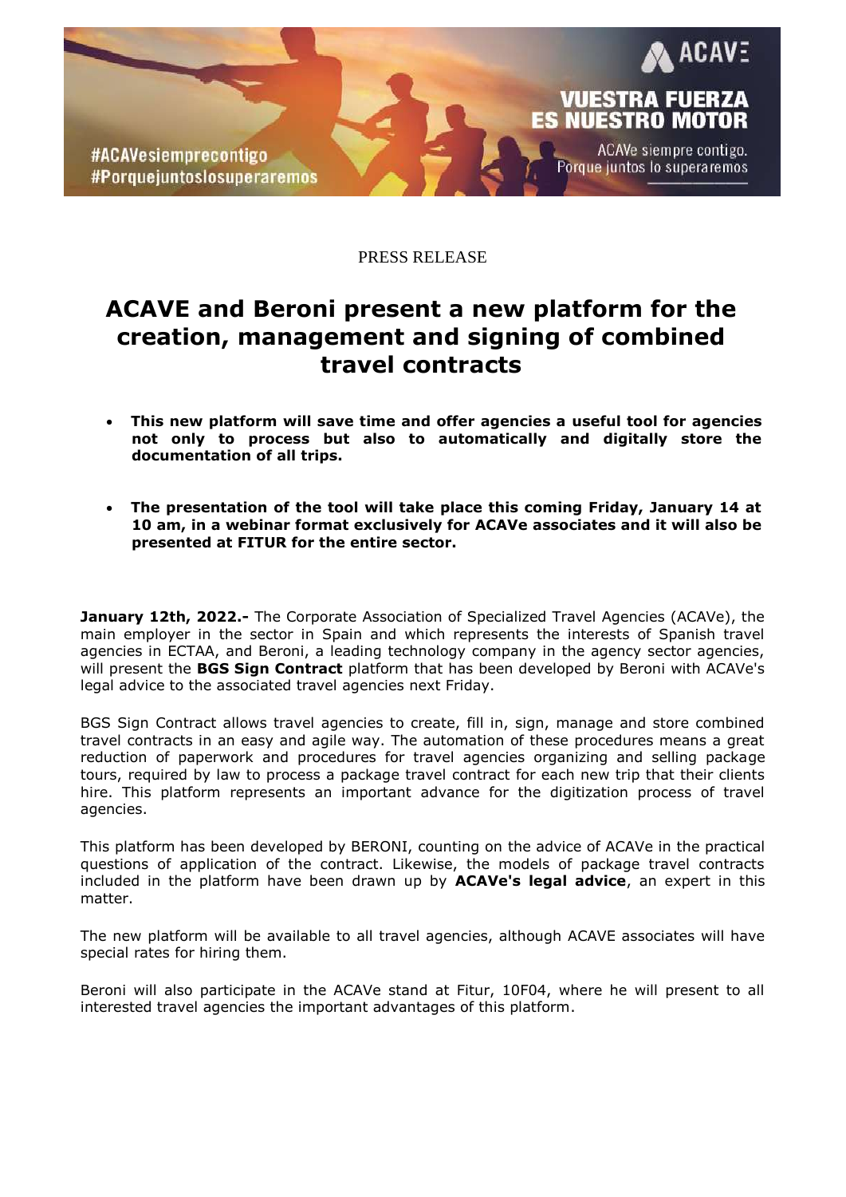#ACAVesiemprecontigo
#Porquejuntoslosuperaremos

ACAVE

VUESTRA FUERZA
ES NUESTRO MOTOR

ACAVe siempre contigo.
Porque juntos lo superaremos

PRESS RELEASE

# ACAVE and Beroni present a new platform for the creation, management and signing of combined travel contracts

- **This new platform will save time and offer agencies a useful tool for agencies not only to process but also to automatically and digitally store the documentation of all trips.**

- **The presentation of the tool will take place this coming Friday, January 14 at 10 am, in a webinar format exclusively for ACAVe associates and it will also be presented at FITUR for the entire sector.**

**January 12th, 2022.-** The Corporate Association of Specialized Travel Agencies (ACAVe), the main employer in the sector in Spain and which represents the interests of Spanish travel agencies in ECTAA, and Beroni, a leading technology company in the agency sector agencies, will present the **BGS Sign Contract** platform that has been developed by Beroni with ACAVe's legal advice to the associated travel agencies next Friday.

BGS Sign Contract allows travel agencies to create, fill in, sign, manage and store combined travel contracts in an easy and agile way. The automation of these procedures means a great reduction of paperwork and procedures for travel agencies organizing and selling package tours, required by law to process a package travel contract for each new trip that their clients hire. This platform represents an important advance for the digitization process of travel agencies.

This platform has been developed by BERONI, counting on the advice of ACAVe in the practical questions of application of the contract. Likewise, the models of package travel contracts included in the platform have been drawn up by **ACAVe's legal advice**, an expert in this matter.

The new platform will be available to all travel agencies, although ACAVE associates will have special rates for hiring them.

Beroni will also participate in the ACAVe stand at Fitur, 10F04, where he will present to all interested travel agencies the important advantages of this platform.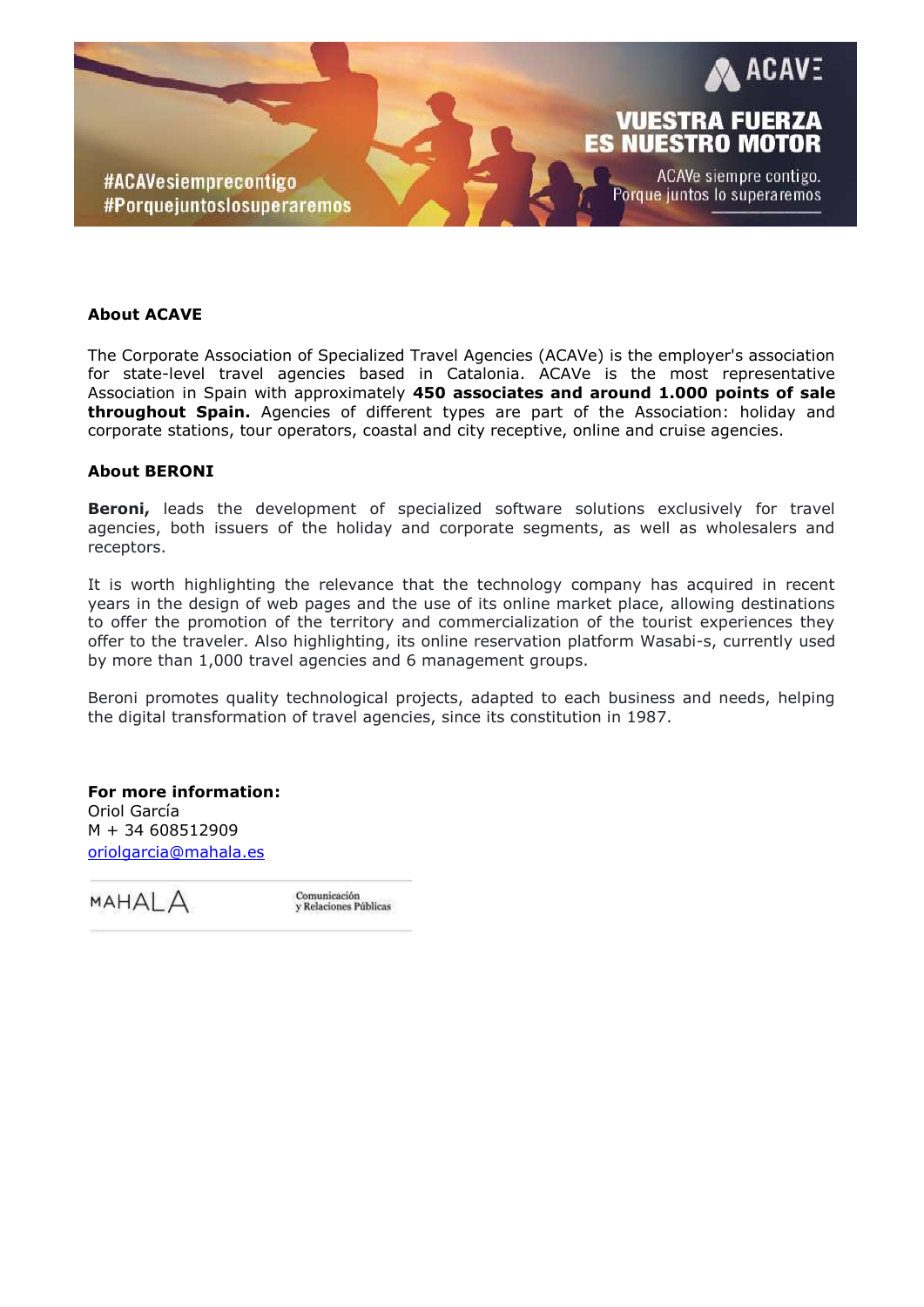#ACAVEsiempreconmigo
#Porquejuntoslosuperaremos

VUESTRA FUERZA ES NUESTRO MOTOR

ACAVe siempre contigo. Porque juntos lo superaremos

### About ACAVE

The Corporate Association of Specialized Travel Agencies (ACAVe) is the employer's association for state-level travel agencies based in Catalonia. ACAVe is the most representative Association in Spain with approximately **450 associates and around 1.000 points of sale throughout Spain.** Agencies of different types are part of the Association: holiday and corporate stations, tour operators, coastal and city receptive, online and cruise agencies.

### About BERONI

**Beroni,** leads the development of specialized software solutions exclusively for travel agencies, both issuers of the holiday and corporate segments, as well as wholesalers and receptors.

It is worth highlighting the relevance that the technology company has acquired in recent years in the design of web pages and the use of its online market place, allowing destinations to offer the promotion of the territory and commercialization of the tourist experiences they offer to the traveler. Also highlighting, its online reservation platform Wasabi-s, currently used by more than 1,000 travel agencies and 6 management groups.

Beroni promotes quality technological projects, adapted to each business and needs, helping the digital transformation of travel agencies, since its constitution in 1987.

**For more information:**
Oriol García
M + 34 608512909
oriolgarcia@mahala.es

MAHALA Comunicación y Relaciones Públicas